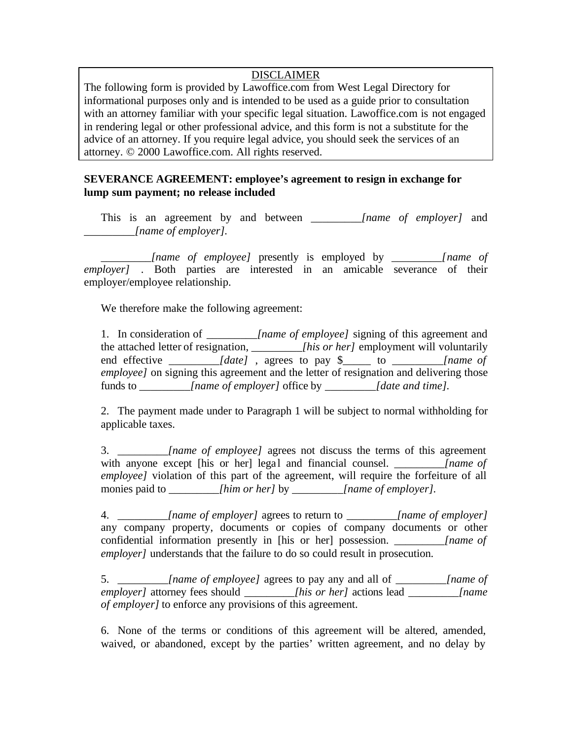DISCLAIMER

The following form is provided by Lawoffice.com from West Legal Directory for informational purposes only and is intended to be used as a guide prior to consultation with an attorney familiar with your specific legal situation. Lawoffice.com is not engaged in rendering legal or other professional advice, and this form is not a substitute for the advice of an attorney. If you require legal advice, you should seek the services of an attorney. © 2000 Lawoffice.com. All rights reserved.

**SEVERANCE AGREEMENT: employee's agreement to resign in exchange for lump sum payment; no release included**

This is an agreement by and between _________*[name of employer]* and _________*[name of employer]*.

_________*[name of employee]* presently is employed by _________*[name of employer]* . Both parties are interested in an amicable severance of their employer/employee relationship.

We therefore make the following agreement:

1. In consideration of _________*[name of employee]* signing of this agreement and the attached letter of resignation, _________*[his or her]* employment will voluntarily end effective _________*[date]* , agrees to pay $_____ to _________*[name of employee]* on signing this agreement and the letter of resignation and delivering those funds to _________*[name of employer]* office by _________*[date and time]*.

2. The payment made under to Paragraph 1 will be subject to normal withholding for applicable taxes.

3. _________*[name of employee]* agrees not discuss the terms of this agreement with anyone except [his or her] legal and financial counsel. _________*[name of employee]* violation of this part of the agreement, will require the forfeiture of all monies paid to _________*[him or her]* by _________*[name of employer]*.

4. _________*[name of employer]* agrees to return to _________*[name of employer]* any company property, documents or copies of company documents or other confidential information presently in [his or her] possession. _________*[name of employer]* understands that the failure to do so could result in prosecution.

5. _________*[name of employee]* agrees to pay any and all of _________*[name of employer]* attorney fees should _________*[his or her]* actions lead _________*[name of employer]* to enforce any provisions of this agreement.

6. None of the terms or conditions of this agreement will be altered, amended, waived, or abandoned, except by the parties' written agreement, and no delay by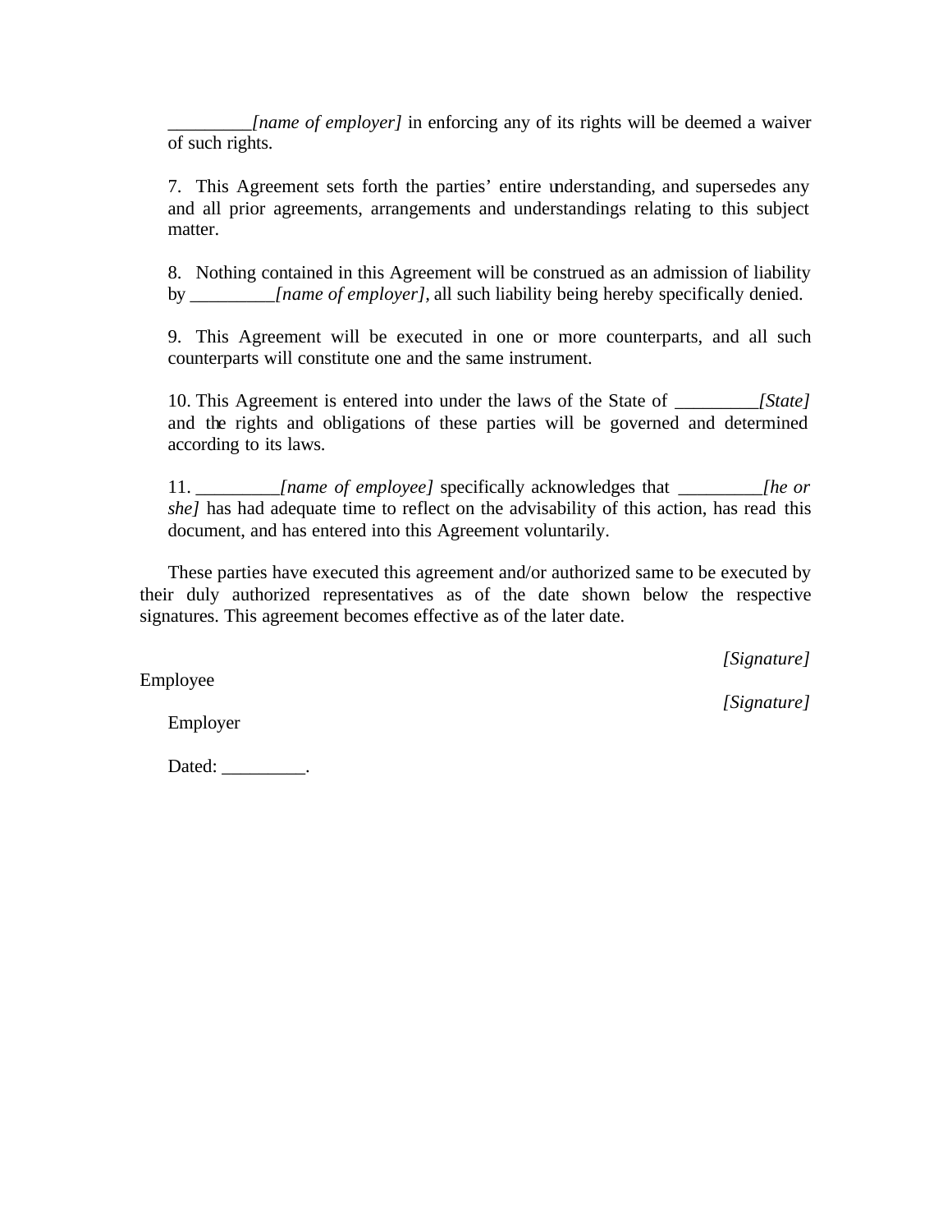_________*[name of employer]* in enforcing any of its rights will be deemed a waiver of such rights.

7. This Agreement sets forth the parties' entire understanding, and supersedes any and all prior agreements, arrangements and understandings relating to this subject matter.

8. Nothing contained in this Agreement will be construed as an admission of liability by _________*[name of employer],* all such liability being hereby specifically denied.

9. This Agreement will be executed in one or more counterparts, and all such counterparts will constitute one and the same instrument.

10. This Agreement is entered into under the laws of the State of _________*[State]* and the rights and obligations of these parties will be governed and determined according to its laws.

11. _________*[name of employee]* specifically acknowledges that _________*[he or she]* has had adequate time to reflect on the advisability of this action, has read this document, and has entered into this Agreement voluntarily.

These parties have executed this agreement and/or authorized same to be executed by their duly authorized representatives as of the date shown below the respective signatures. This agreement becomes effective as of the later date.

*[Signature]*

Employee

*[Signature]*

Employer

Dated: _________.